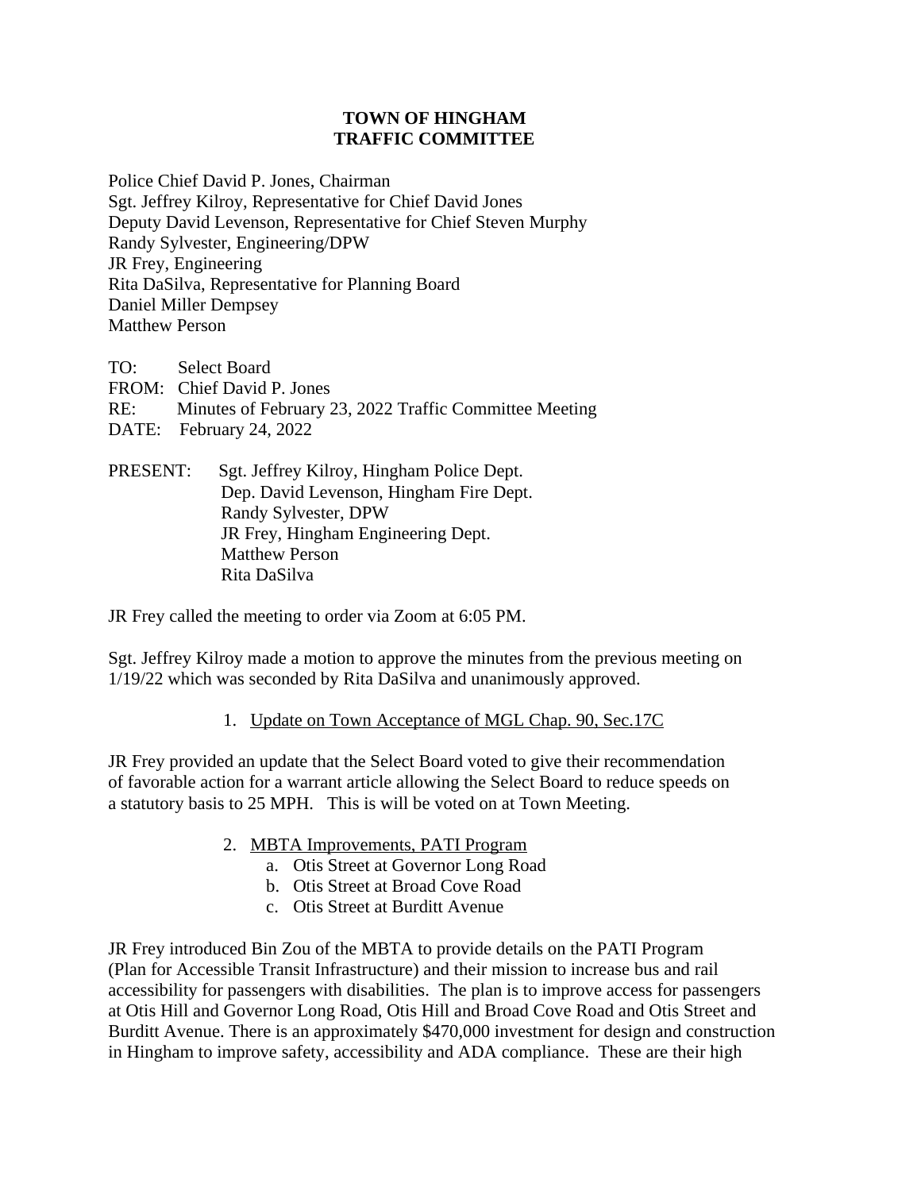# TOWN OF HINGHAM
# TRAFFIC COMMITTEE

Police Chief David P. Jones, Chairman
Sgt. Jeffrey Kilroy, Representative for Chief David Jones
Deputy David Levenson, Representative for Chief Steven Murphy
Randy Sylvester, Engineering/DPW
JR Frey, Engineering
Rita DaSilva, Representative for Planning Board
Daniel Miller Dempsey
Matthew Person

TO: Select Board
FROM: Chief David P. Jones
RE: Minutes of February 23, 2022 Traffic Committee Meeting
DATE: February 24, 2022

PRESENT: Sgt. Jeffrey Kilroy, Hingham Police Dept.
Dep. David Levenson, Hingham Fire Dept.
Randy Sylvester, DPW
JR Frey, Hingham Engineering Dept.
Matthew Person
Rita DaSilva

JR Frey called the meeting to order via Zoom at 6:05 PM.

Sgt. Jeffrey Kilroy made a motion to approve the minutes from the previous meeting on 1/19/22 which was seconded by Rita DaSilva and unanimously approved.

1. <u>Update on Town Acceptance of MGL Chap. 90, Sec.17C</u>

JR Frey provided an update that the Select Board voted to give their recommendation of favorable action for a warrant article allowing the Select Board to reduce speeds on a statutory basis to 25 MPH. This is will be voted on at Town Meeting.

2. <u>MBTA Improvements, PATI Program</u>
   a. Otis Street at Governor Long Road
   b. Otis Street at Broad Cove Road
   c. Otis Street at Burditt Avenue

JR Frey introduced Bin Zou of the MBTA to provide details on the PATI Program (Plan for Accessible Transit Infrastructure) and their mission to increase bus and rail accessibility for passengers with disabilities. The plan is to improve access for passengers at Otis Hill and Governor Long Road, Otis Hill and Broad Cove Road and Otis Street and Burditt Avenue. There is an approximately $470,000 investment for design and construction in Hingham to improve safety, accessibility and ADA compliance. These are their high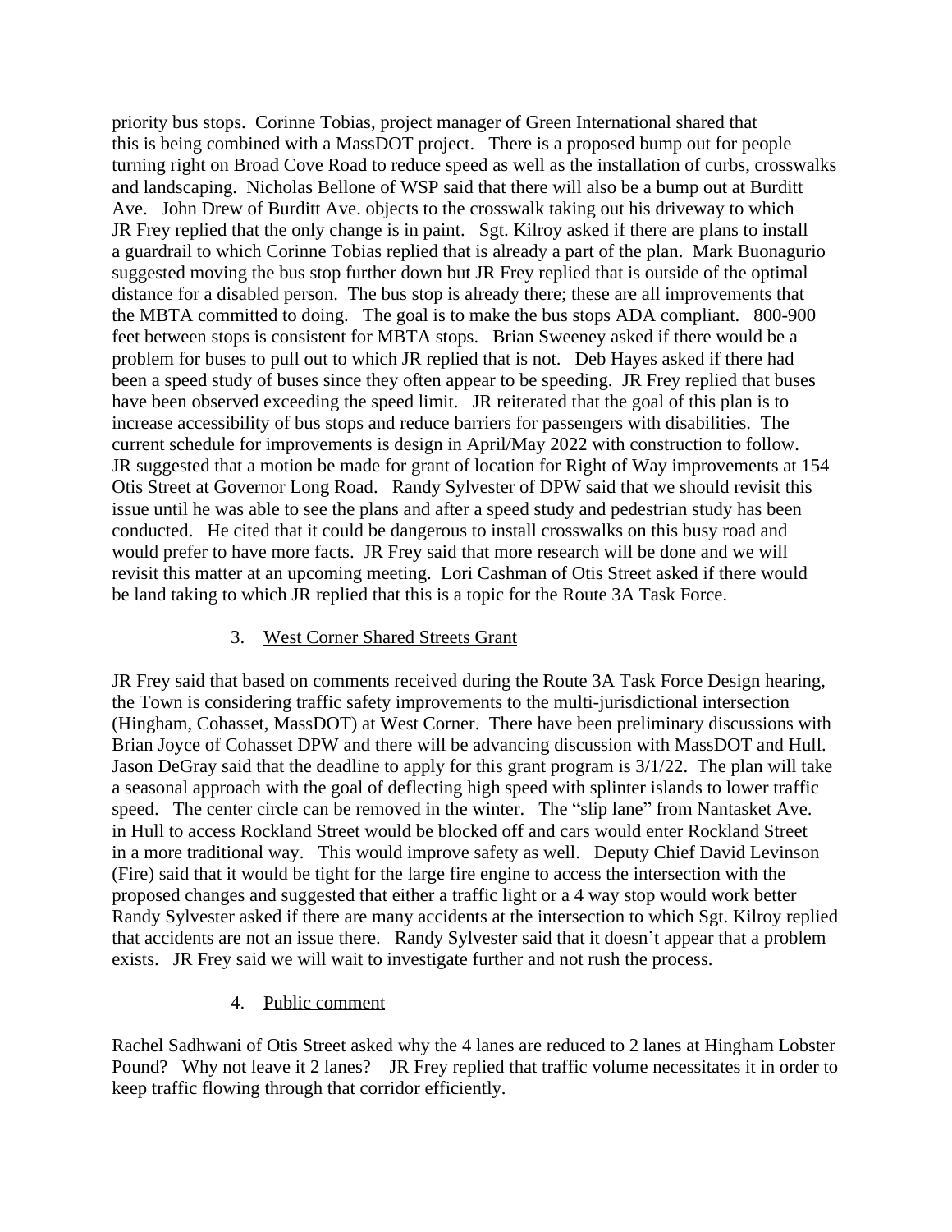priority bus stops. Corinne Tobias, project manager of Green International shared that this is being combined with a MassDOT project. There is a proposed bump out for people turning right on Broad Cove Road to reduce speed as well as the installation of curbs, crosswalks and landscaping. Nicholas Bellone of WSP said that there will also be a bump out at Burditt Ave. John Drew of Burditt Ave. objects to the crosswalk taking out his driveway to which JR Frey replied that the only change is in paint. Sgt. Kilroy asked if there are plans to install a guardrail to which Corinne Tobias replied that is already a part of the plan. Mark Buonagurio suggested moving the bus stop further down but JR Frey replied that is outside of the optimal distance for a disabled person. The bus stop is already there; these are all improvements that the MBTA committed to doing. The goal is to make the bus stops ADA compliant. 800-900 feet between stops is consistent for MBTA stops. Brian Sweeney asked if there would be a problem for buses to pull out to which JR replied that is not. Deb Hayes asked if there had been a speed study of buses since they often appear to be speeding. JR Frey replied that buses have been observed exceeding the speed limit. JR reiterated that the goal of this plan is to increase accessibility of bus stops and reduce barriers for passengers with disabilities. The current schedule for improvements is design in April/May 2022 with construction to follow. JR suggested that a motion be made for grant of location for Right of Way improvements at 154 Otis Street at Governor Long Road. Randy Sylvester of DPW said that we should revisit this issue until he was able to see the plans and after a speed study and pedestrian study has been conducted. He cited that it could be dangerous to install crosswalks on this busy road and would prefer to have more facts. JR Frey said that more research will be done and we will revisit this matter at an upcoming meeting. Lori Cashman of Otis Street asked if there would be land taking to which JR replied that this is a topic for the Route 3A Task Force.

3. West Corner Shared Streets Grant

JR Frey said that based on comments received during the Route 3A Task Force Design hearing, the Town is considering traffic safety improvements to the multi-jurisdictional intersection (Hingham, Cohasset, MassDOT) at West Corner. There have been preliminary discussions with Brian Joyce of Cohasset DPW and there will be advancing discussion with MassDOT and Hull. Jason DeGray said that the deadline to apply for this grant program is 3/1/22. The plan will take a seasonal approach with the goal of deflecting high speed with splinter islands to lower traffic speed. The center circle can be removed in the winter. The "slip lane" from Nantasket Ave. in Hull to access Rockland Street would be blocked off and cars would enter Rockland Street in a more traditional way. This would improve safety as well. Deputy Chief David Levinson (Fire) said that it would be tight for the large fire engine to access the intersection with the proposed changes and suggested that either a traffic light or a 4 way stop would work better Randy Sylvester asked if there are many accidents at the intersection to which Sgt. Kilroy replied that accidents are not an issue there. Randy Sylvester said that it doesn't appear that a problem exists. JR Frey said we will wait to investigate further and not rush the process.

4. Public comment

Rachel Sadhwani of Otis Street asked why the 4 lanes are reduced to 2 lanes at Hingham Lobster Pound? Why not leave it 2 lanes? JR Frey replied that traffic volume necessitates it in order to keep traffic flowing through that corridor efficiently.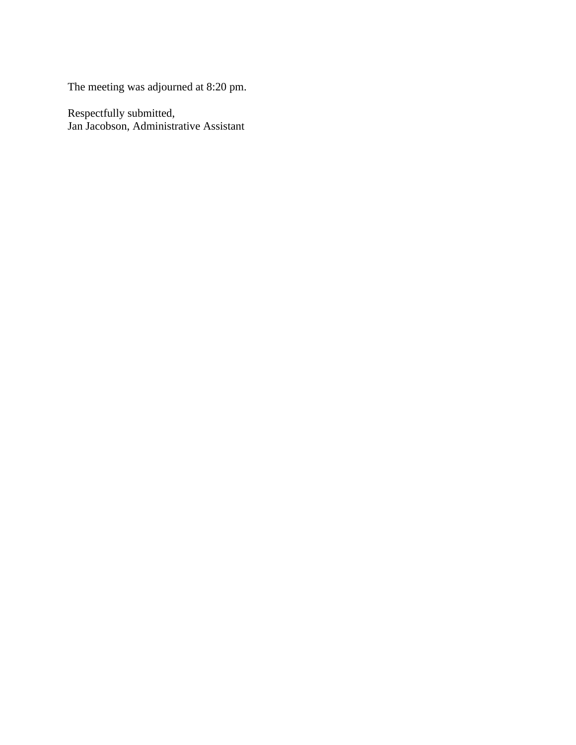The meeting was adjourned at 8:20 pm.

Respectfully submitted,
Jan Jacobson, Administrative Assistant